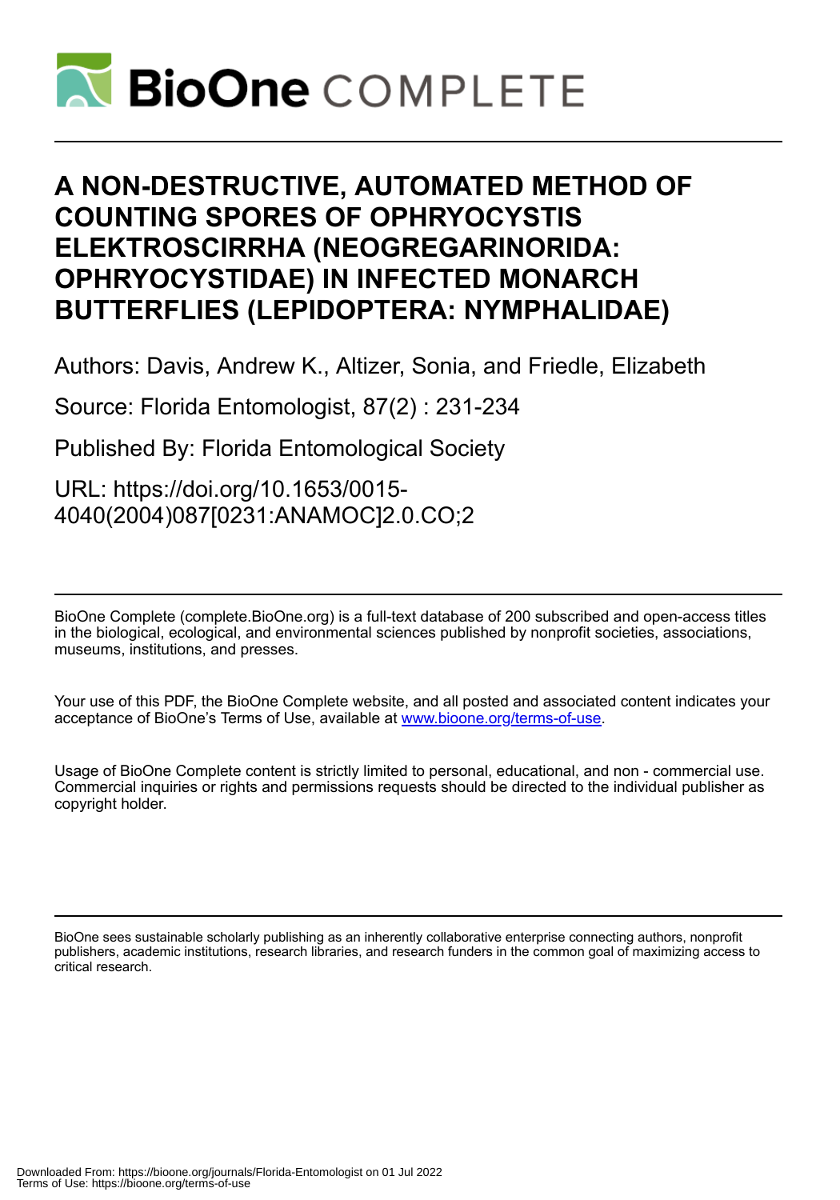# A NON-DESTRUCTIVE, AUTOMATED METHOD OF COUNTING SPORES OF OPHRYOCYSTIS ELEKTROSCIRRHA (NEOGREGARINORIDA: OPHRYOCYSTIDAE) IN INFECTED MONARCH BUTTERFLIES (LEPIDOPTERA: NYMPHALIDAE)

Authors: Davis, Andrew K., Altizer, Sonia, and Friedle, Elizabeth

Source: Florida Entomologist, 87(2) : 231-234

Published By: Florida Entomological Society

URL: https://doi.org/10.1653/0015-4040(2004)087[0231:ANAMOC]2.0.CO;2

BioOne Complete (complete.BioOne.org) is a full-text database of 200 subscribed and open-access titles in the biological, ecological, and environmental sciences published by nonprofit societies, associations, museums, institutions, and presses.

Your use of this PDF, the BioOne Complete website, and all posted and associated content indicates your acceptance of BioOne's Terms of Use, available at www.bioone.org/terms-of-use.

Usage of BioOne Complete content is strictly limited to personal, educational, and non - commercial use. Commercial inquiries or rights and permissions requests should be directed to the individual publisher as copyright holder.

BioOne sees sustainable scholarly publishing as an inherently collaborative enterprise connecting authors, nonprofit publishers, academic institutions, research libraries, and research funders in the common goal of maximizing access to critical research.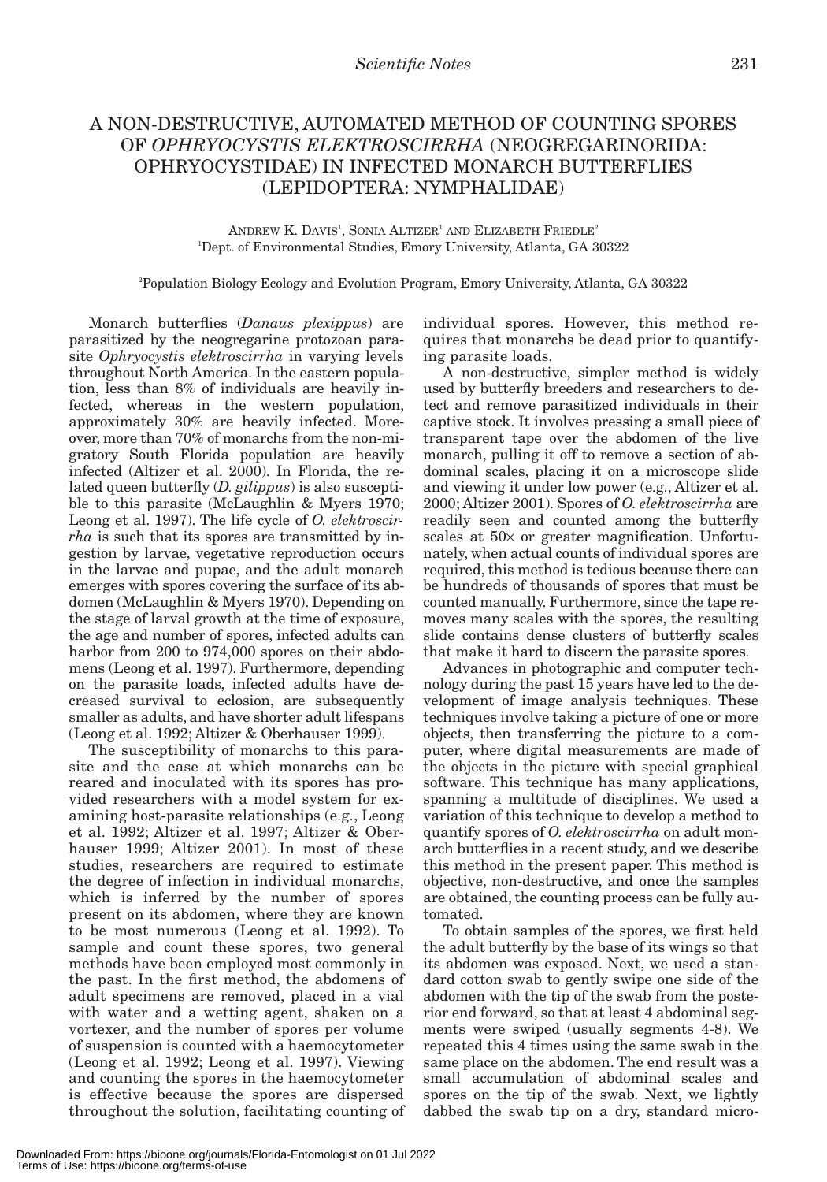# A NON-DESTRUCTIVE, AUTOMATED METHOD OF COUNTING SPORES OF *OPHRYOCYSTIS ELEKTROSCIRRHA* (NEOGREGARINORIDA: OPHRYOCYSTIDAE) IN INFECTED MONARCH BUTTERFLIES (LEPIDOPTERA: NYMPHALIDAE)

ANDREW K. DAVIS[1], SONIA ALTIZER[1] AND ELIZABETH FRIEDLE[2]
[1]Dept. of Environmental Studies, Emory University, Atlanta, GA 30322

[2]Population Biology Ecology and Evolution Program, Emory University, Atlanta, GA 30322

Monarch butterflies (*Danaus plexippus*) are parasitized by the neogregarine protozoan parasite *Ophryocystis elektroscirrha* in varying levels throughout North America. In the eastern population, less than 8% of individuals are heavily infected, whereas in the western population, approximately 30% are heavily infected. Moreover, more than 70% of monarchs from the non-migratory South Florida population are heavily infected (Altizer et al. 2000). In Florida, the related queen butterfly (*D. gilippus*) is also susceptible to this parasite (McLaughlin & Myers 1970; Leong et al. 1997). The life cycle of *O. elektroscirrha* is such that its spores are transmitted by ingestion by larvae, vegetative reproduction occurs in the larvae and pupae, and the adult monarch emerges with spores covering the surface of its abdomen (McLaughlin & Myers 1970). Depending on the stage of larval growth at the time of exposure, the age and number of spores, infected adults can harbor from 200 to 974,000 spores on their abdomens (Leong et al. 1997). Furthermore, depending on the parasite loads, infected adults have decreased survival to eclosion, are subsequently smaller as adults, and have shorter adult lifespans (Leong et al. 1992; Altizer & Oberhauser 1999).

The susceptibility of monarchs to this parasite and the ease at which monarchs can be reared and inoculated with its spores has provided researchers with a model system for examining host-parasite relationships (e.g., Leong et al. 1992; Altizer et al. 1997; Altizer & Oberhauser 1999; Altizer 2001). In most of these studies, researchers are required to estimate the degree of infection in individual monarchs, which is inferred by the number of spores present on its abdomen, where they are known to be most numerous (Leong et al. 1992). To sample and count these spores, two general methods have been employed most commonly in the past. In the first method, the abdomens of adult specimens are removed, placed in a vial with water and a wetting agent, shaken on a vortexer, and the number of spores per volume of suspension is counted with a haemocytometer (Leong et al. 1992; Leong et al. 1997). Viewing and counting the spores in the haemocytometer is effective because the spores are dispersed throughout the solution, facilitating counting of individual spores. However, this method requires that monarchs be dead prior to quantifying parasite loads.

A non-destructive, simpler method is widely used by butterfly breeders and researchers to detect and remove parasitized individuals in their captive stock. It involves pressing a small piece of transparent tape over the abdomen of the live monarch, pulling it off to remove a section of abdominal scales, placing it on a microscope slide and viewing it under low power (e.g., Altizer et al. 2000; Altizer 2001). Spores of *O. elektroscirrha* are readily seen and counted among the butterfly scales at 50× or greater magnification. Unfortunately, when actual counts of individual spores are required, this method is tedious because there can be hundreds of thousands of spores that must be counted manually. Furthermore, since the tape removes many scales with the spores, the resulting slide contains dense clusters of butterfly scales that make it hard to discern the parasite spores.

Advances in photographic and computer technology during the past 15 years have led to the development of image analysis techniques. These techniques involve taking a picture of one or more objects, then transferring the picture to a computer, where digital measurements are made of the objects in the picture with special graphical software. This technique has many applications, spanning a multitude of disciplines. We used a variation of this technique to develop a method to quantify spores of *O. elektroscirrha* on adult monarch butterflies in a recent study, and we describe this method in the present paper. This method is objective, non-destructive, and once the samples are obtained, the counting process can be fully automated.

To obtain samples of the spores, we first held the adult butterfly by the base of its wings so that its abdomen was exposed. Next, we used a standard cotton swab to gently swipe one side of the abdomen with the tip of the swab from the posterior end forward, so that at least 4 abdominal segments were swiped (usually segments 4-8). We repeated this 4 times using the same swab in the same place on the abdomen. The end result was a small accumulation of abdominal scales and spores on the tip of the swab. Next, we lightly dabbed the swab tip on a dry, standard micro-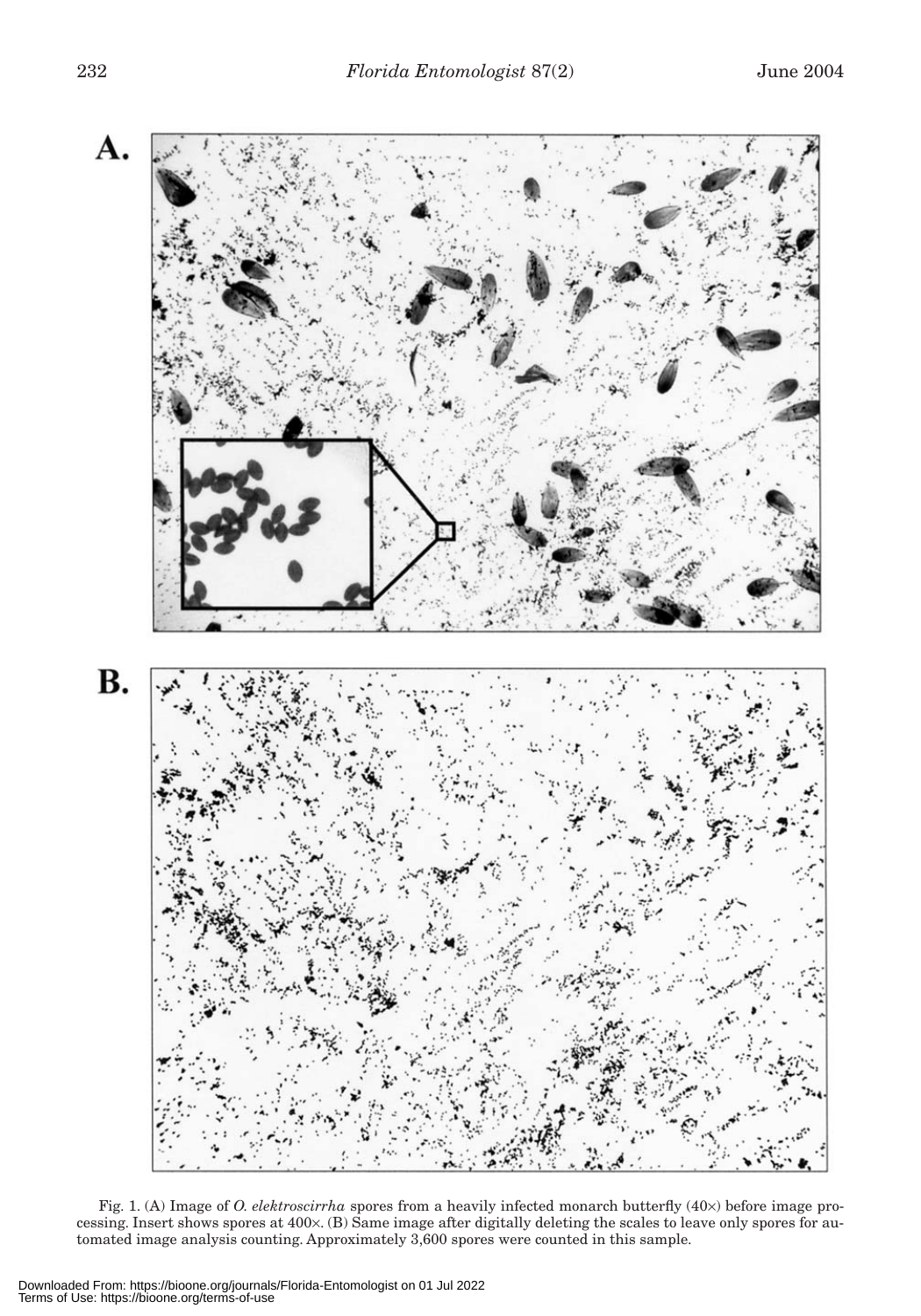Fig. 1. (A) Image of *O. elektroscirrha* spores from a heavily infected monarch butterfly (40×) before image processing. Insert shows spores at 400×. (B) Same image after digitally deleting the scales to leave only spores for automated image analysis counting. Approximately 3,600 spores were counted in this sample.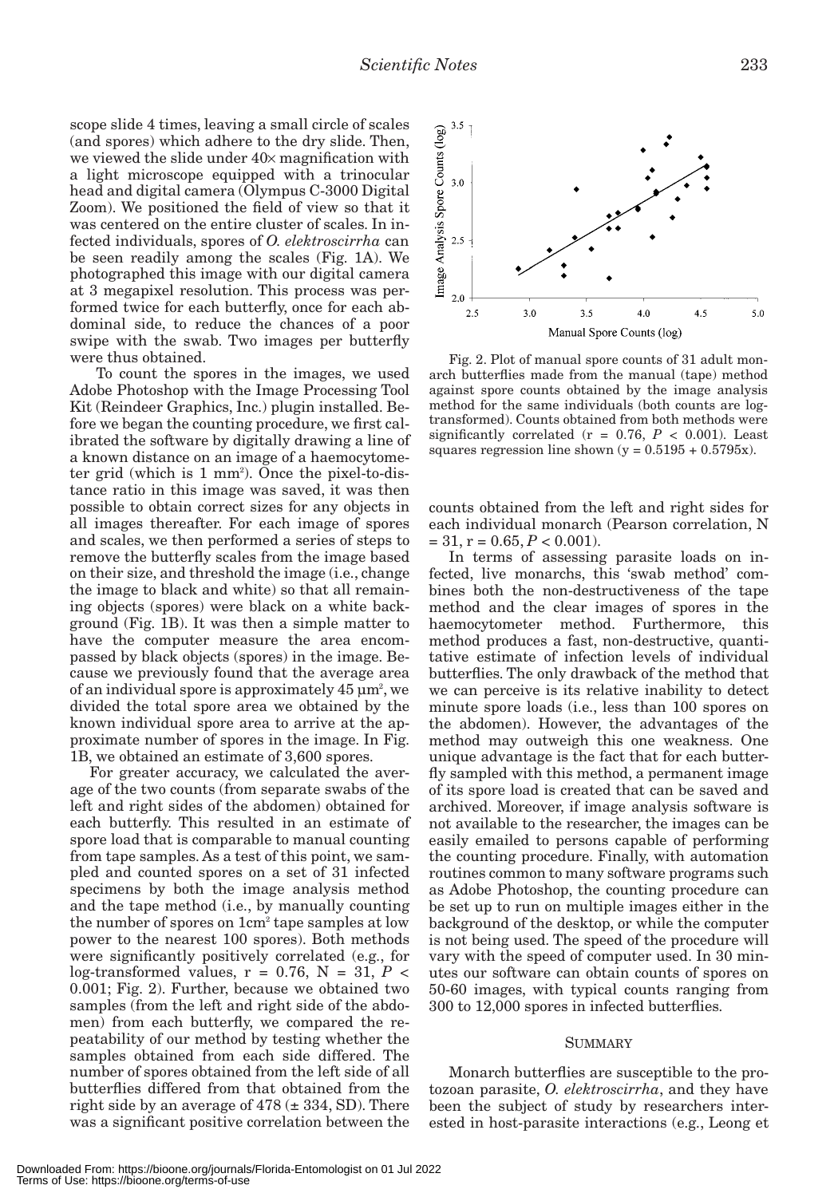scope slide 4 times, leaving a small circle of scales (and spores) which adhere to the dry slide. Then, we viewed the slide under 40× magnification with a light microscope equipped with a trinocular head and digital camera (Olympus C-3000 Digital Zoom). We positioned the field of view so that it was centered on the entire cluster of scales. In infected individuals, spores of *O. elektroscirrha* can be seen readily among the scales (Fig. 1A). We photographed this image with our digital camera at 3 megapixel resolution. This process was performed twice for each butterfly, once for each abdominal side, to reduce the chances of a poor swipe with the swab. Two images per butterfly were thus obtained.

To count the spores in the images, we used Adobe Photoshop with the Image Processing Tool Kit (Reindeer Graphics, Inc.) plugin installed. Before we began the counting procedure, we first calibrated the software by digitally drawing a line of a known distance on an image of a haemocytometer grid (which is 1 mm$^2$). Once the pixel-to-distance ratio in this image was saved, it was then possible to obtain correct sizes for any objects in all images thereafter. For each image of spores and scales, we then performed a series of steps to remove the butterfly scales from the image based on their size, and threshold the image (i.e., change the image to black and white) so that all remaining objects (spores) were black on a white background (Fig. 1B). It was then a simple matter to have the computer measure the area encompassed by black objects (spores) in the image. Because we previously found that the average area of an individual spore is approximately 45 µm$^2$, we divided the total spore area we obtained by the known individual spore area to arrive at the approximate number of spores in the image. In Fig. 1B, we obtained an estimate of 3,600 spores.

For greater accuracy, we calculated the average of the two counts (from separate swabs of the left and right sides of the abdomen) obtained for each butterfly. This resulted in an estimate of spore load that is comparable to manual counting from tape samples. As a test of this point, we sampled and counted spores on a set of 31 infected specimens by both the image analysis method and the tape method (i.e., by manually counting the number of spores on 1cm$^2$ tape samples at low power to the nearest 100 spores). Both methods were significantly positively correlated (e.g., for log-transformed values, $r = 0.76$, $N = 31$, $P < 0.001$; Fig. 2). Further, because we obtained two samples (from the left and right side of the abdomen) from each butterfly, we compared the repeatability of our method by testing whether the samples obtained from each side differed. The number of spores obtained from the left side of all butterflies differed from that obtained from the right side by an average of 478 (± 334, SD). There was a significant positive correlation between the counts obtained from the left and right sides for each individual monarch (Pearson correlation, $N = 31$, $r = 0.65$, $P < 0.001$).

Fig. 2. Plot of manual spore counts of 31 adult monarch butterflies made from the manual (tape) method against spore counts obtained by the image analysis method for the same individuals (both counts are log-transformed). Counts obtained from both methods were significantly correlated ($r = 0.76$, $P < 0.001$). Least squares regression line shown ($y = 0.5195 + 0.5795x$).

In terms of assessing parasite loads on infected, live monarchs, this 'swab method' combines both the non-destructiveness of the tape method and the clear images of spores in the haemocytometer method. Furthermore, this method produces a fast, non-destructive, quantitative estimate of infection levels of individual butterflies. The only drawback of the method that we can perceive is its relative inability to detect minute spore loads (i.e., less than 100 spores on the abdomen). However, the advantages of the method may outweigh this one weakness. One unique advantage is the fact that for each butterfly sampled with this method, a permanent image of its spore load is created that can be saved and archived. Moreover, if image analysis software is not available to the researcher, the images can be easily emailed to persons capable of performing the counting procedure. Finally, with automation routines common to many software programs such as Adobe Photoshop, the counting procedure can be set up to run on multiple images either in the background of the desktop, or while the computer is not being used. The speed of the procedure will vary with the speed of computer used. In 30 minutes our software can obtain counts of spores on 50-60 images, with typical counts ranging from 300 to 12,000 spores in infected butterflies.

## SUMMARY

Monarch butterflies are susceptible to the protozoan parasite, *O. elektroscirrha*, and they have been the subject of study by researchers interested in host-parasite interactions (e.g., Leong et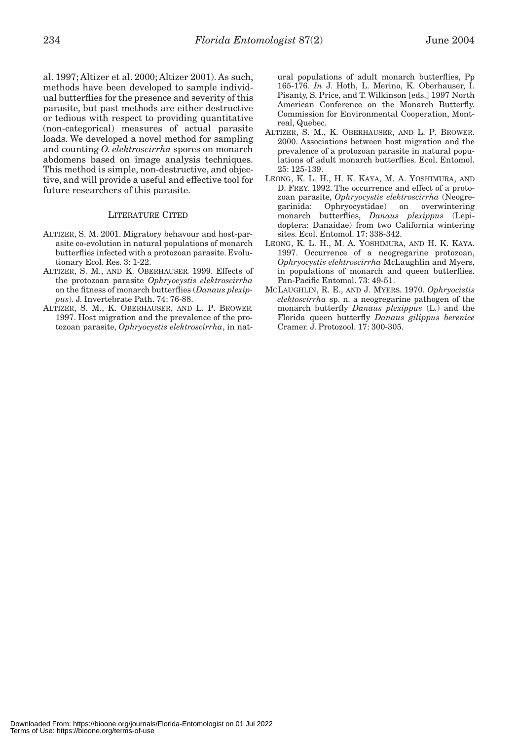al. 1997; Altizer et al. 2000; Altizer 2001). As such, methods have been developed to sample individual butterflies for the presence and severity of this parasite, but past methods are either destructive or tedious with respect to providing quantitative (non-categorical) measures of actual parasite loads. We developed a novel method for sampling and counting *O. elektroscirrha* spores on monarch abdomens based on image analysis techniques. This method is simple, non-destructive, and objective, and will provide a useful and effective tool for future researchers of this parasite.

## LITERATURE CITED

ALTIZER, S. M. 2001. Migratory behavour and host-parasite co-evolution in natural populations of monarch butterflies infected with a protozoan parasite. Evolutionary Ecol. Res. 3: 1-22.

ALTIZER, S. M., AND K. OBERHAUSER. 1999. Effects of the protozoan parasite *Ophryocystis elektroscirrha* on the fitness of monarch butterflies (*Danaus plexippus*). J. Invertebrate Path. 74: 76-88.

ALTIZER, S. M., K. OBERHAUSER, AND L. P. BROWER. 1997. Host migration and the prevalence of the protozoan parasite, *Ophryocystis elektroscirrha*, in natural populations of adult monarch butterflies, Pp 165-176. *In* J. Hoth, L. Merino, K. Oberhauser, I. Pisanty, S. Price, and T. Wilkinson [eds.] 1997 North American Conference on the Monarch Butterfly. Commission for Environmental Cooperation, Montreal, Quebec.

ALTIZER, S. M., K. OBERHAUSER, AND L. P. BROWER. 2000. Associations between host migration and the prevalence of a protozoan parasite in natural populations of adult monarch butterflies. Ecol. Entomol. 25: 125-139.

LEONG, K. L. H., H. K. KAYA, M. A. YOSHIMURA, AND D. FREY. 1992. The occurrence and effect of a protozoan parasite, *Ophryocystis elektroscirrha* (Neogregarinida: Ophryocystidae) on overwintering monarch butterflies, *Danaus plexippus* (Lepidoptera: Danaidae) from two California wintering sites. Ecol. Entomol. 17: 338-342.

LEONG, K. L. H., M. A. YOSHIMURA, AND H. K. KAYA. 1997. Occurrence of a neogregarine protozoan, *Ophryocystis elektroscirrha* McLaughlin and Myers, in populations of monarch and queen butterflies. Pan-Pacific Entomol. 73: 49-51.

MCLAUGHLIN, R. E., AND J. MYERS. 1970. *Ophryocistis elektoscirrha* sp. n. a neogregarine pathogen of the monarch butterfly *Danaus plexippus* (L.) and the Florida queen butterfly *Danaus gilippus berenice* Cramer. J. Protozool. 17: 300-305.